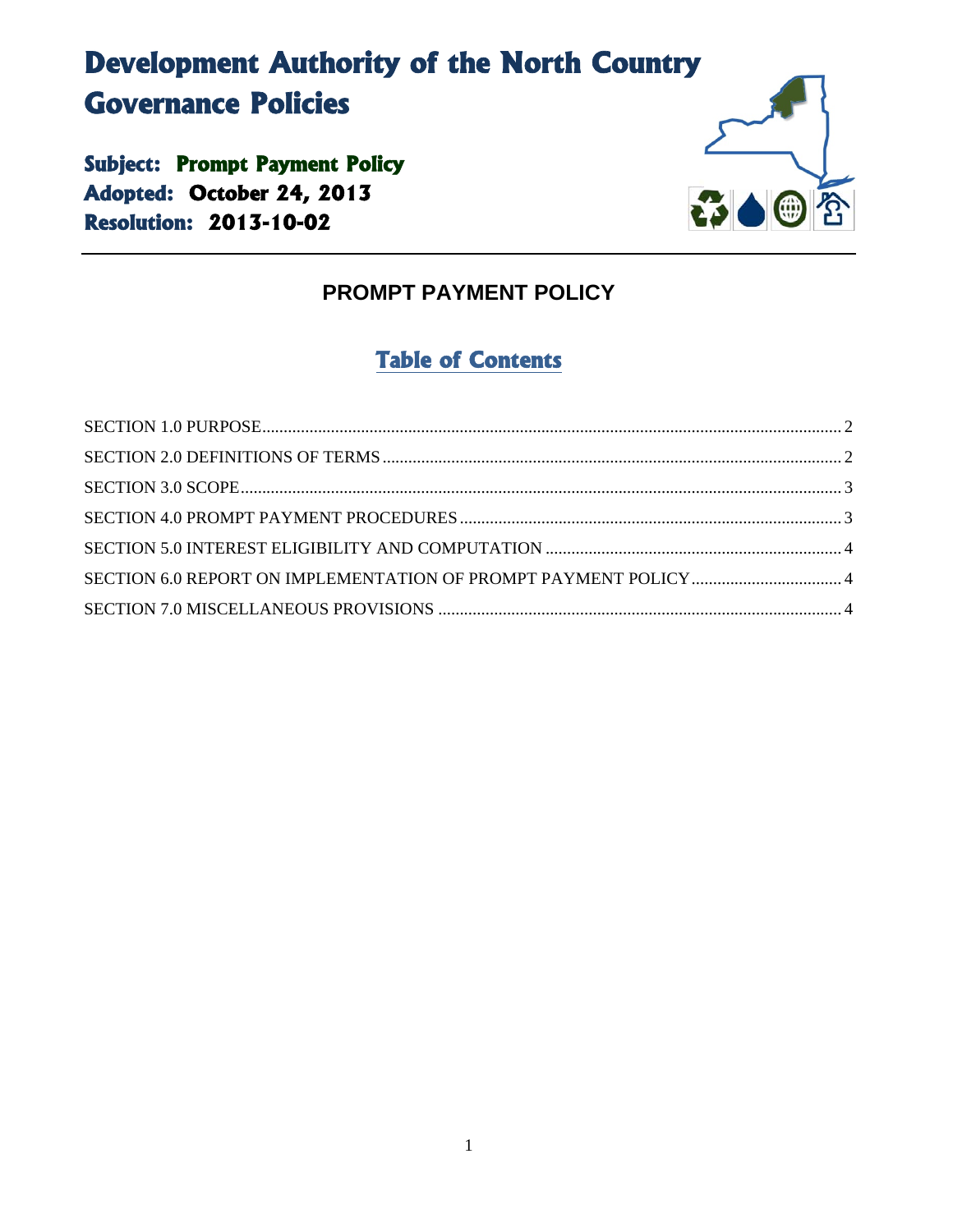# Development Authority of the North Country Governance Policies

**Subject: Prompt Payment Policy**
**Adopted: October 24, 2013**
**Resolution: 2013-10-02**

---

## PROMPT PAYMENT POLICY

### Table of Contents

SECTION 1.0 PURPOSE ........ 2
SECTION 2.0 DEFINITIONS OF TERMS ........ 2
SECTION 3.0 SCOPE ........ 3
SECTION 4.0 PROMPT PAYMENT PROCEDURES ........ 3
SECTION 5.0 INTEREST ELIGIBILITY AND COMPUTATION ........ 4
SECTION 6.0 REPORT ON IMPLEMENTATION OF PROMPT PAYMENT POLICY ........ 4
SECTION 7.0 MISCELLANEOUS PROVISIONS ........ 4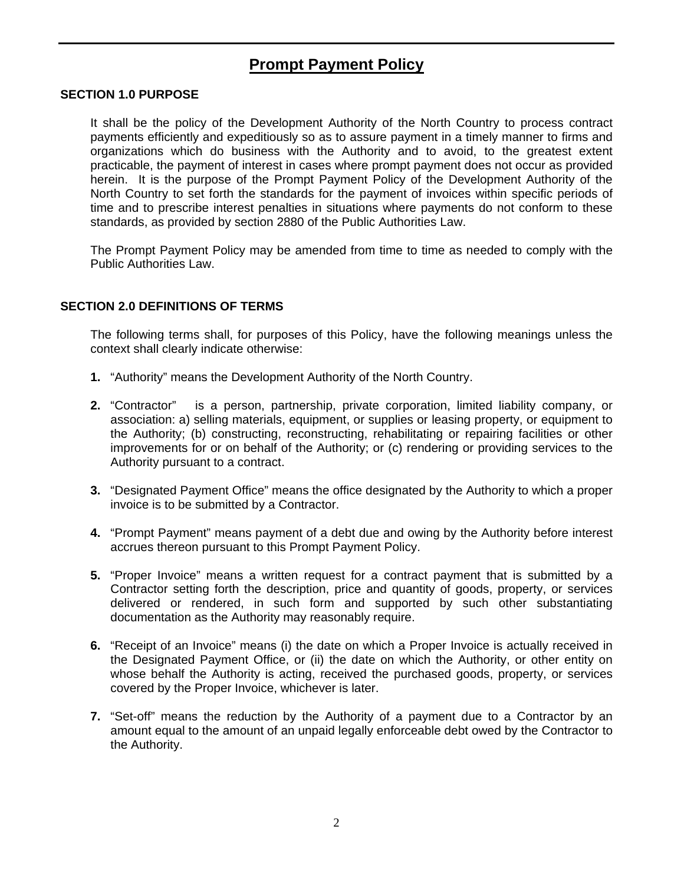# Prompt Payment Policy

**SECTION 1.0 PURPOSE**

It shall be the policy of the Development Authority of the North Country to process contract payments efficiently and expeditiously so as to assure payment in a timely manner to firms and organizations which do business with the Authority and to avoid, to the greatest extent practicable, the payment of interest in cases where prompt payment does not occur as provided herein. It is the purpose of the Prompt Payment Policy of the Development Authority of the North Country to set forth the standards for the payment of invoices within specific periods of time and to prescribe interest penalties in situations where payments do not conform to these standards, as provided by section 2880 of the Public Authorities Law.

The Prompt Payment Policy may be amended from time to time as needed to comply with the Public Authorities Law.

**SECTION 2.0 DEFINITIONS OF TERMS**

The following terms shall, for purposes of this Policy, have the following meanings unless the context shall clearly indicate otherwise:

1. "Authority" means the Development Authority of the North Country.
2. "Contractor" is a person, partnership, private corporation, limited liability company, or association: a) selling materials, equipment, or supplies or leasing property, or equipment to the Authority; (b) constructing, reconstructing, rehabilitating or repairing facilities or other improvements for or on behalf of the Authority; or (c) rendering or providing services to the Authority pursuant to a contract.
3. "Designated Payment Office" means the office designated by the Authority to which a proper invoice is to be submitted by a Contractor.
4. "Prompt Payment" means payment of a debt due and owing by the Authority before interest accrues thereon pursuant to this Prompt Payment Policy.
5. "Proper Invoice" means a written request for a contract payment that is submitted by a Contractor setting forth the description, price and quantity of goods, property, or services delivered or rendered, in such form and supported by such other substantiating documentation as the Authority may reasonably require.
6. "Receipt of an Invoice" means (i) the date on which a Proper Invoice is actually received in the Designated Payment Office, or (ii) the date on which the Authority, or other entity on whose behalf the Authority is acting, received the purchased goods, property, or services covered by the Proper Invoice, whichever is later.
7. "Set-off" means the reduction by the Authority of a payment due to a Contractor by an amount equal to the amount of an unpaid legally enforceable debt owed by the Contractor to the Authority.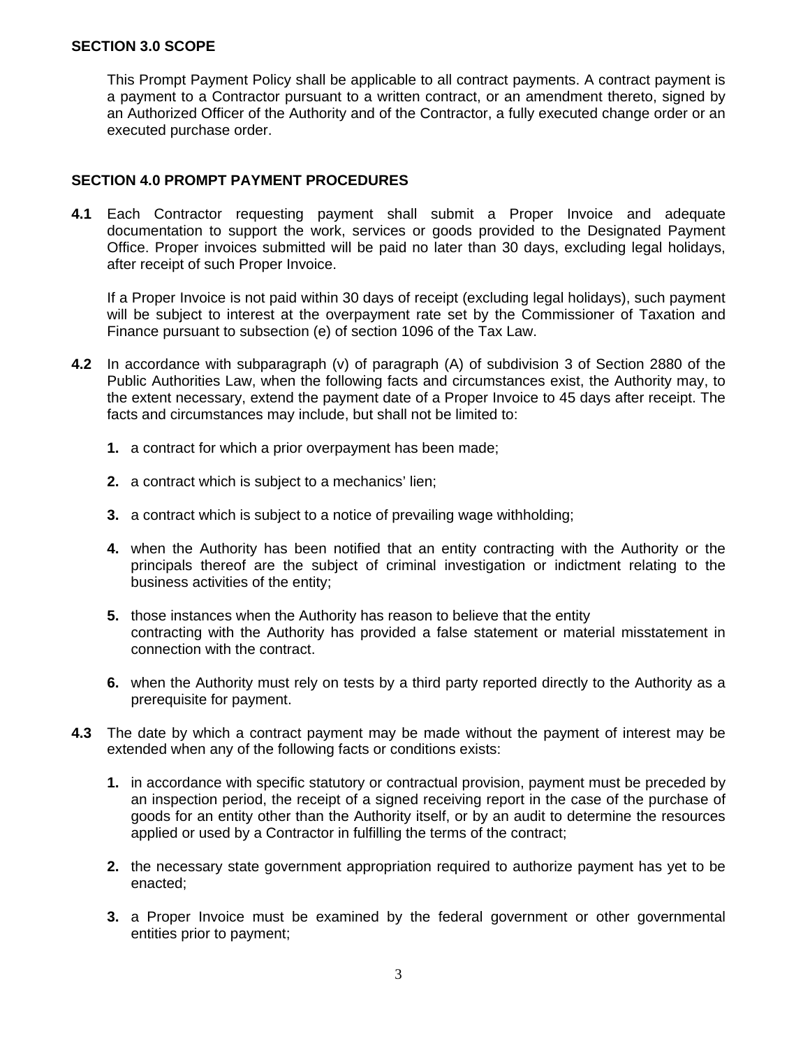## SECTION 3.0 SCOPE

This Prompt Payment Policy shall be applicable to all contract payments. A contract payment is a payment to a Contractor pursuant to a written contract, or an amendment thereto, signed by an Authorized Officer of the Authority and of the Contractor, a fully executed change order or an executed purchase order.

## SECTION 4.0 PROMPT PAYMENT PROCEDURES

**4.1** Each Contractor requesting payment shall submit a Proper Invoice and adequate documentation to support the work, services or goods provided to the Designated Payment Office. Proper invoices submitted will be paid no later than 30 days, excluding legal holidays, after receipt of such Proper Invoice.

If a Proper Invoice is not paid within 30 days of receipt (excluding legal holidays), such payment will be subject to interest at the overpayment rate set by the Commissioner of Taxation and Finance pursuant to subsection (e) of section 1096 of the Tax Law.

**4.2** In accordance with subparagraph (v) of paragraph (A) of subdivision 3 of Section 2880 of the Public Authorities Law, when the following facts and circumstances exist, the Authority may, to the extent necessary, extend the payment date of a Proper Invoice to 45 days after receipt. The facts and circumstances may include, but shall not be limited to:

1. a contract for which a prior overpayment has been made;
2. a contract which is subject to a mechanics' lien;
3. a contract which is subject to a notice of prevailing wage withholding;
4. when the Authority has been notified that an entity contracting with the Authority or the principals thereof are the subject of criminal investigation or indictment relating to the business activities of the entity;
5. those instances when the Authority has reason to believe that the entity contracting with the Authority has provided a false statement or material misstatement in connection with the contract.
6. when the Authority must rely on tests by a third party reported directly to the Authority as a prerequisite for payment.

**4.3** The date by which a contract payment may be made without the payment of interest may be extended when any of the following facts or conditions exists:

1. in accordance with specific statutory or contractual provision, payment must be preceded by an inspection period, the receipt of a signed receiving report in the case of the purchase of goods for an entity other than the Authority itself, or by an audit to determine the resources applied or used by a Contractor in fulfilling the terms of the contract;
2. the necessary state government appropriation required to authorize payment has yet to be enacted;
3. a Proper Invoice must be examined by the federal government or other governmental entities prior to payment;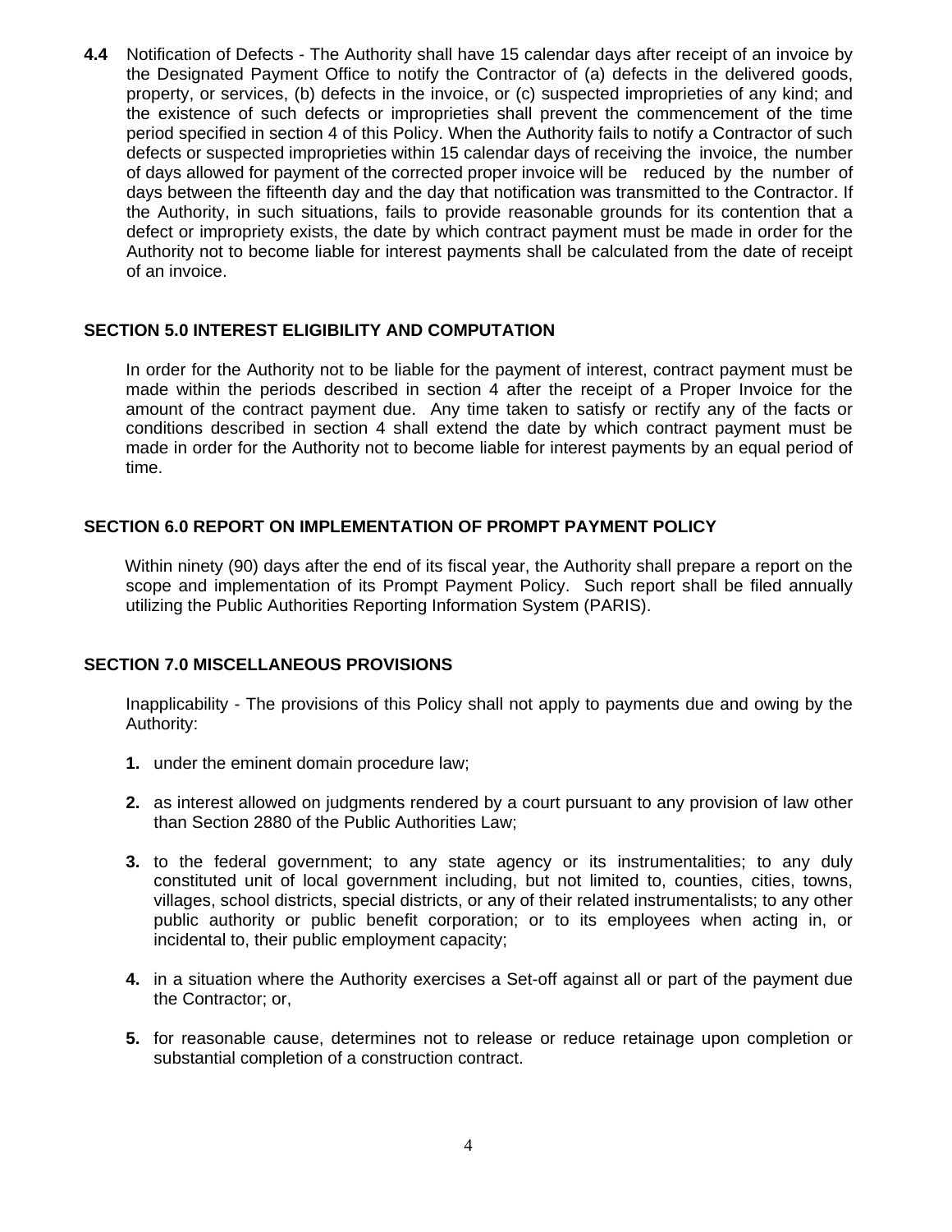**4.4** Notification of Defects - The Authority shall have 15 calendar days after receipt of an invoice by the Designated Payment Office to notify the Contractor of (a) defects in the delivered goods, property, or services, (b) defects in the invoice, or (c) suspected improprieties of any kind; and the existence of such defects or improprieties shall prevent the commencement of the time period specified in section 4 of this Policy. When the Authority fails to notify a Contractor of such defects or suspected improprieties within 15 calendar days of receiving the invoice, the number of days allowed for payment of the corrected proper invoice will be reduced by the number of days between the fifteenth day and the day that notification was transmitted to the Contractor. If the Authority, in such situations, fails to provide reasonable grounds for its contention that a defect or impropriety exists, the date by which contract payment must be made in order for the Authority not to become liable for interest payments shall be calculated from the date of receipt of an invoice.

## SECTION 5.0 INTEREST ELIGIBILITY AND COMPUTATION

In order for the Authority not to be liable for the payment of interest, contract payment must be made within the periods described in section 4 after the receipt of a Proper Invoice for the amount of the contract payment due. Any time taken to satisfy or rectify any of the facts or conditions described in section 4 shall extend the date by which contract payment must be made in order for the Authority not to become liable for interest payments by an equal period of time.

## SECTION 6.0 REPORT ON IMPLEMENTATION OF PROMPT PAYMENT POLICY

Within ninety (90) days after the end of its fiscal year, the Authority shall prepare a report on the scope and implementation of its Prompt Payment Policy. Such report shall be filed annually utilizing the Public Authorities Reporting Information System (PARIS).

## SECTION 7.0 MISCELLANEOUS PROVISIONS

Inapplicability - The provisions of this Policy shall not apply to payments due and owing by the Authority:

1. under the eminent domain procedure law;
2. as interest allowed on judgments rendered by a court pursuant to any provision of law other than Section 2880 of the Public Authorities Law;
3. to the federal government; to any state agency or its instrumentalities; to any duly constituted unit of local government including, but not limited to, counties, cities, towns, villages, school districts, special districts, or any of their related instrumentalists; to any other public authority or public benefit corporation; or to its employees when acting in, or incidental to, their public employment capacity;
4. in a situation where the Authority exercises a Set-off against all or part of the payment due the Contractor; or,
5. for reasonable cause, determines not to release or reduce retainage upon completion or substantial completion of a construction contract.